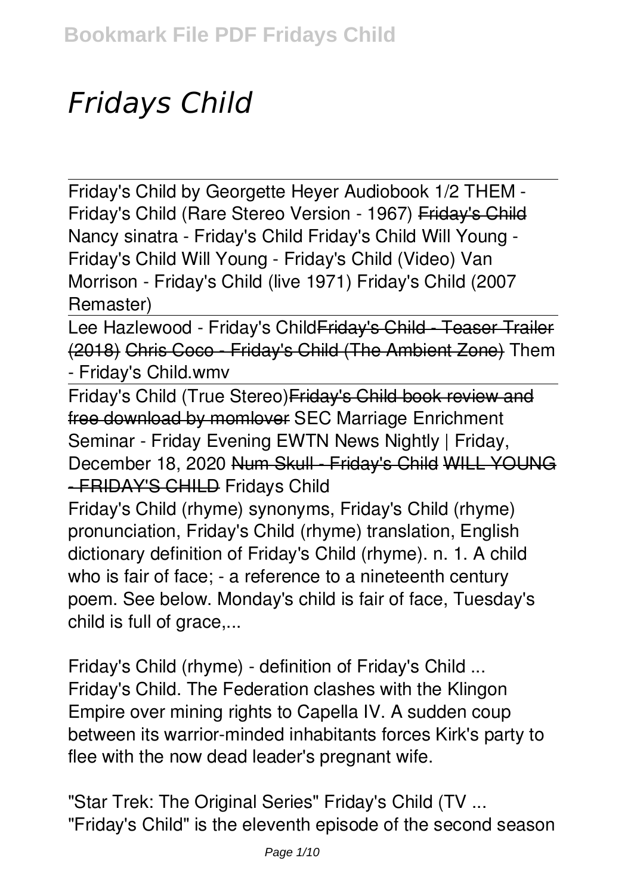# *Fridays Child*

Friday's Child by Georgette Heyer Audiobook 1/2 THEM - Friday's Child (Rare Stereo Version - 1967) ~~Friday's Child~~ Nancy sinatra - Friday's Child Friday's Child Will Young - Friday's Child Will Young - Friday's Child (Video) Van Morrison - Friday's Child (live 1971) Friday's Child (2007 Remaster)

Lee Hazlewood - Friday's Child~~Friday's Child - Teaser Trailer (2018)~~ ~~Chris Coco - Friday's Child (The Ambient Zone)~~ Them - Friday's Child.wmv

Friday's Child (True Stereo)~~Friday's Child book review and free download by momlover~~ SEC Marriage Enrichment Seminar - Friday Evening EWTN News Nightly | Friday, December 18, 2020 ~~Num Skull - Friday's Child~~ ~~WILL YOUNG - FRIDAY'S CHILD~~ Fridays Child

Friday's Child (rhyme) synonyms, Friday's Child (rhyme) pronunciation, Friday's Child (rhyme) translation, English dictionary definition of Friday's Child (rhyme). n. 1. A child who is fair of face; - a reference to a nineteenth century poem. See below. Monday's child is fair of face, Tuesday's child is full of grace,...

Friday's Child (rhyme) - definition of Friday's Child ...
Friday's Child. The Federation clashes with the Klingon Empire over mining rights to Capella IV. A sudden coup between its warrior-minded inhabitants forces Kirk's party to flee with the now dead leader's pregnant wife.

"Star Trek: The Original Series" Friday's Child (TV ...
"Friday's Child" is the eleventh episode of the second season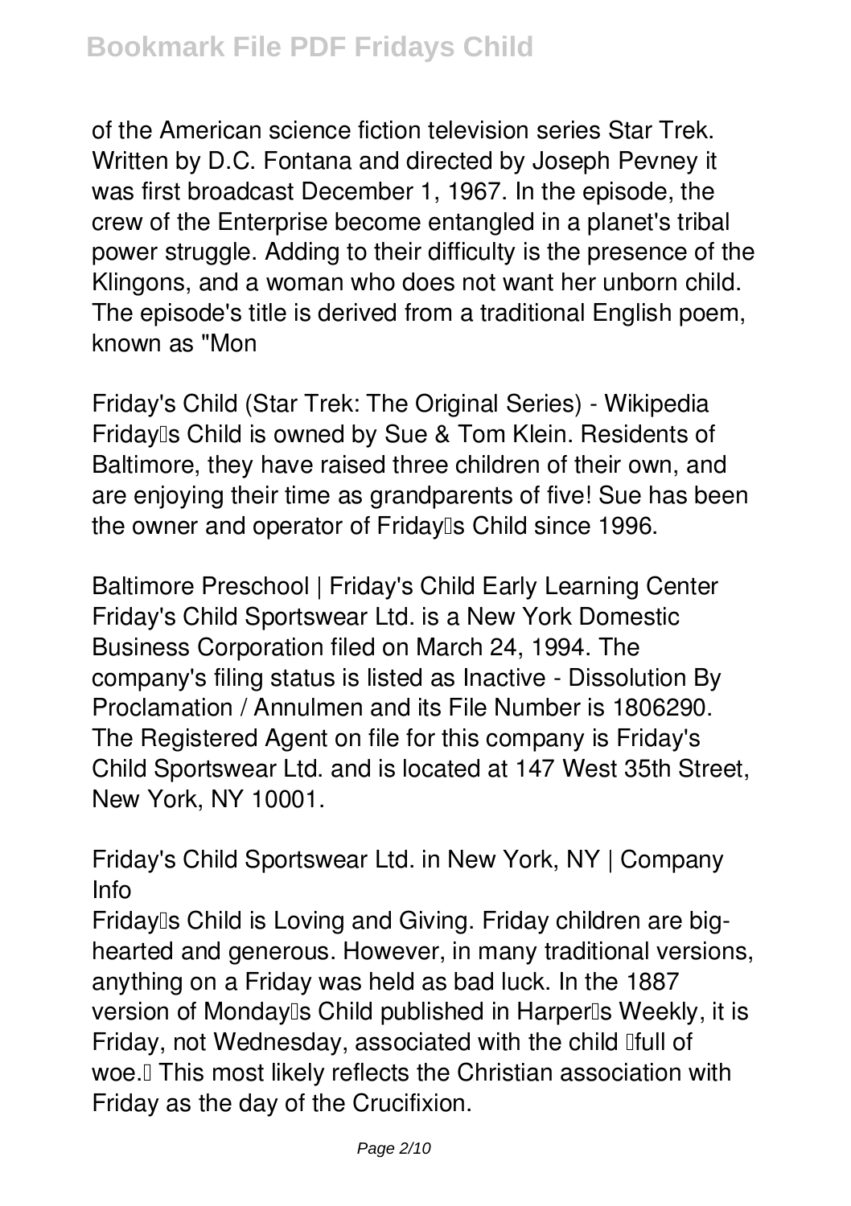of the American science fiction television series Star Trek. Written by D.C. Fontana and directed by Joseph Pevney it was first broadcast December 1, 1967. In the episode, the crew of the Enterprise become entangled in a planet's tribal power struggle. Adding to their difficulty is the presence of the Klingons, and a woman who does not want her unborn child. The episode's title is derived from a traditional English poem, known as "Mon

**Friday's Child (Star Trek: The Original Series) - Wikipedia**

Friday's Child is owned by Sue & Tom Klein. Residents of Baltimore, they have raised three children of their own, and are enjoying their time as grandparents of five! Sue has been the owner and operator of Friday's Child since 1996.

**Baltimore Preschool | Friday's Child Early Learning Center**

Friday's Child Sportswear Ltd. is a New York Domestic Business Corporation filed on March 24, 1994. The company's filing status is listed as Inactive - Dissolution By Proclamation / Annulmen and its File Number is 1806290. The Registered Agent on file for this company is Friday's Child Sportswear Ltd. and is located at 147 West 35th Street, New York, NY 10001.

**Friday's Child Sportswear Ltd. in New York, NY | Company Info**

Friday's Child is Loving and Giving. Friday children are big-hearted and generous. However, in many traditional versions, anything on a Friday was held as bad luck. In the 1887 version of Monday's Child published in Harper's Weekly, it is Friday, not Wednesday, associated with the child "full of woe." This most likely reflects the Christian association with Friday as the day of the Crucifixion.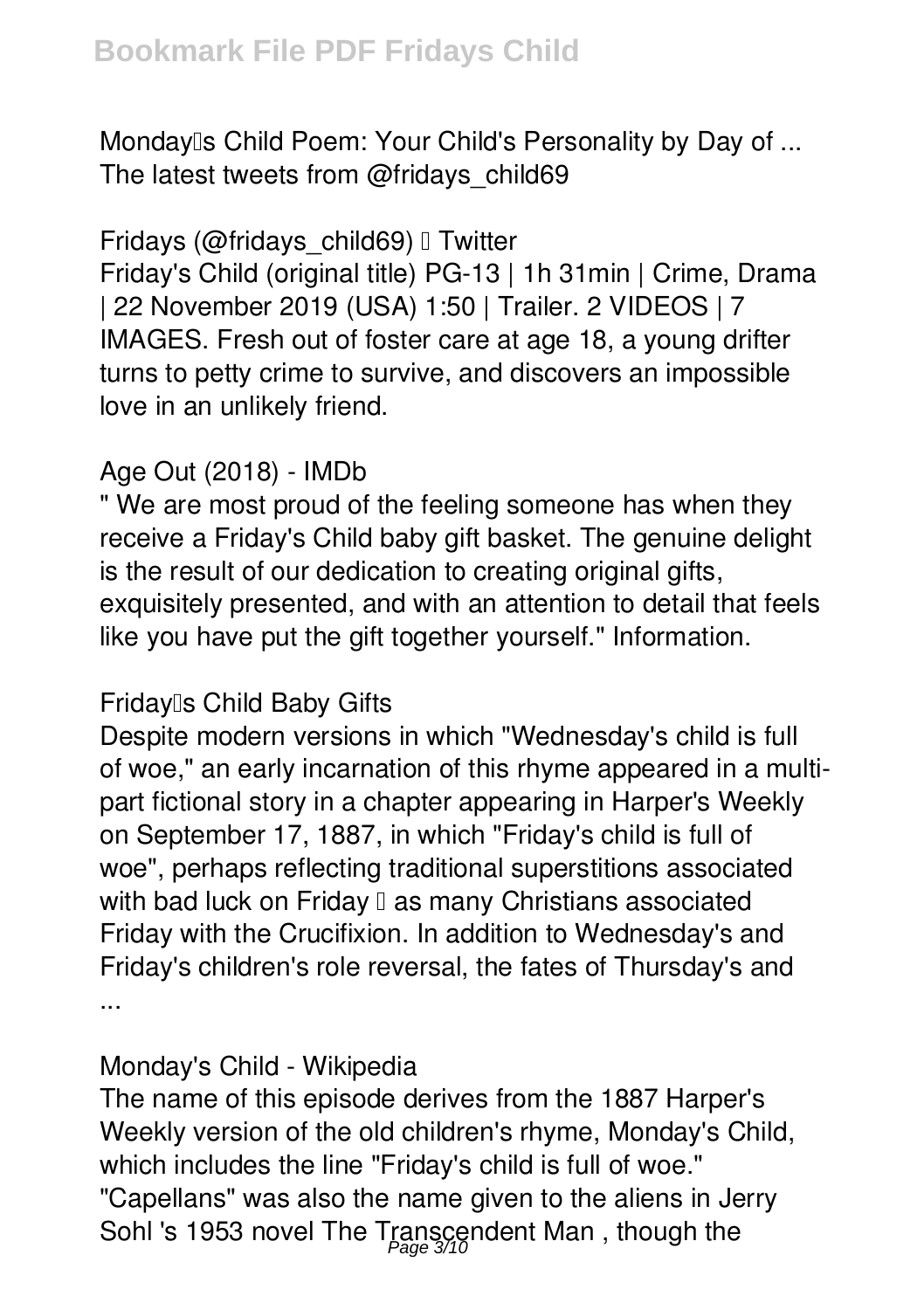Monday's Child Poem: Your Child's Personality by Day of ...
The latest tweets from @fridays_child69

**Fridays (@fridays_child69) | Twitter**

Friday's Child (original title) PG-13 | 1h 31min | Crime, Drama | 22 November 2019 (USA) 1:50 | Trailer. 2 VIDEOS | 7 IMAGES. Fresh out of foster care at age 18, a young drifter turns to petty crime to survive, and discovers an impossible love in an unlikely friend.

**Age Out (2018) - IMDb**

" We are most proud of the feeling someone has when they receive a Friday's Child baby gift basket. The genuine delight is the result of our dedication to creating original gifts, exquisitely presented, and with an attention to detail that feels like you have put the gift together yourself." Information.

**Friday's Child Baby Gifts**

Despite modern versions in which "Wednesday's child is full of woe," an early incarnation of this rhyme appeared in a multi-part fictional story in a chapter appearing in Harper's Weekly on September 17, 1887, in which "Friday's child is full of woe", perhaps reflecting traditional superstitions associated with bad luck on Friday – as many Christians associated Friday with the Crucifixion. In addition to Wednesday's and Friday's children's role reversal, the fates of Thursday's and ...

**Monday's Child - Wikipedia**

The name of this episode derives from the 1887 Harper's Weekly version of the old children's rhyme, Monday's Child, which includes the line "Friday's child is full of woe." "Capellans" was also the name given to the aliens in Jerry Sohl 's 1953 novel The Transcendent Man , though the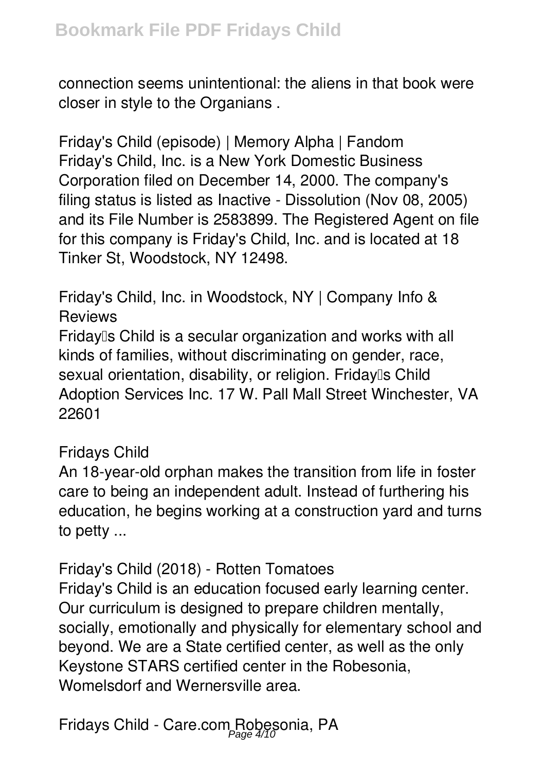connection seems unintentional: the aliens in that book were closer in style to the Organians .

**Friday's Child (episode) | Memory Alpha | Fandom**

Friday's Child, Inc. is a New York Domestic Business Corporation filed on December 14, 2000. The company's filing status is listed as Inactive - Dissolution (Nov 08, 2005) and its File Number is 2583899. The Registered Agent on file for this company is Friday's Child, Inc. and is located at 18 Tinker St, Woodstock, NY 12498.

**Friday's Child, Inc. in Woodstock, NY | Company Info & Reviews**

Friday's Child is a secular organization and works with all kinds of families, without discriminating on gender, race, sexual orientation, disability, or religion. Friday's Child Adoption Services Inc. 17 W. Pall Mall Street Winchester, VA 22601

**Fridays Child**

An 18-year-old orphan makes the transition from life in foster care to being an independent adult. Instead of furthering his education, he begins working at a construction yard and turns to petty ...

**Friday's Child (2018) - Rotten Tomatoes**

Friday's Child is an education focused early learning center. Our curriculum is designed to prepare children mentally, socially, emotionally and physically for elementary school and beyond. We are a State certified center, as well as the only Keystone STARS certified center in the Robesonia, Womelsdorf and Wernersville area.

**Fridays Child - Care.com Robesonia, PA**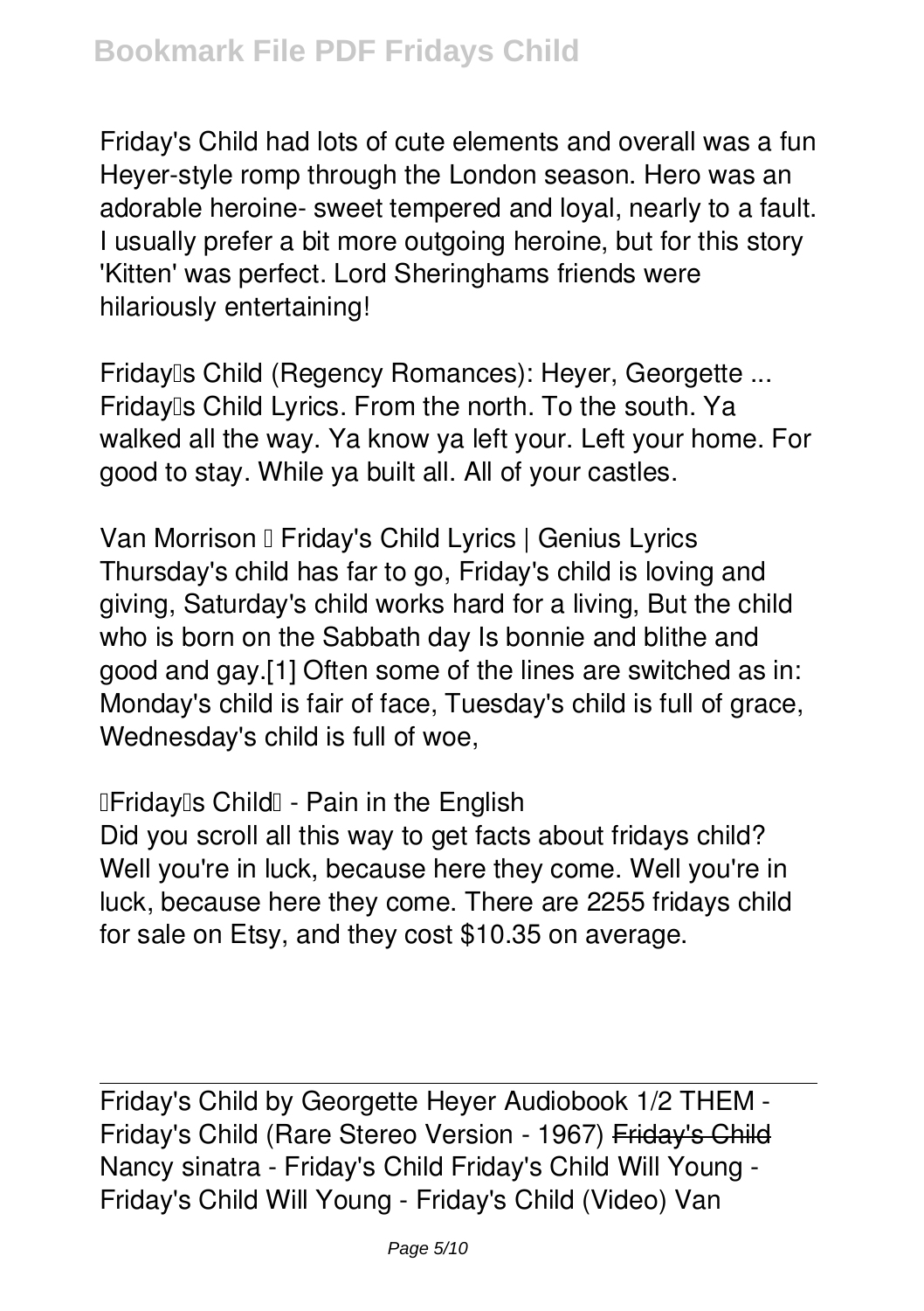Friday's Child had lots of cute elements and overall was a fun Heyer-style romp through the London season. Hero was an adorable heroine- sweet tempered and loyal, nearly to a fault. I usually prefer a bit more outgoing heroine, but for this story 'Kitten' was perfect. Lord Sheringhams friends were hilariously entertaining!

Friday's Child (Regency Romances): Heyer, Georgette ...
Friday's Child Lyrics. From the north. To the south. Ya walked all the way. Ya know ya left your. Left your home. For good to stay. While ya built all. All of your castles.

Van Morrison – Friday's Child Lyrics | Genius Lyrics
Thursday's child has far to go, Friday's child is loving and giving, Saturday's child works hard for a living, But the child who is born on the Sabbath day Is bonnie and blithe and good and gay.[1] Often some of the lines are switched as in: Monday's child is fair of face, Tuesday's child is full of grace, Wednesday's child is full of woe,

"Friday's Child" - Pain in the English
Did you scroll all this way to get facts about fridays child? Well you're in luck, because here they come. Well you're in luck, because here they come. There are 2255 fridays child for sale on Etsy, and they cost $10.35 on average.

---

Friday's Child by Georgette Heyer Audiobook 1/2 THEM - Friday's Child (Rare Stereo Version - 1967) ~~Friday's Child~~ Nancy sinatra - Friday's Child Friday's Child Will Young - Friday's Child Will Young - Friday's Child (Video) Van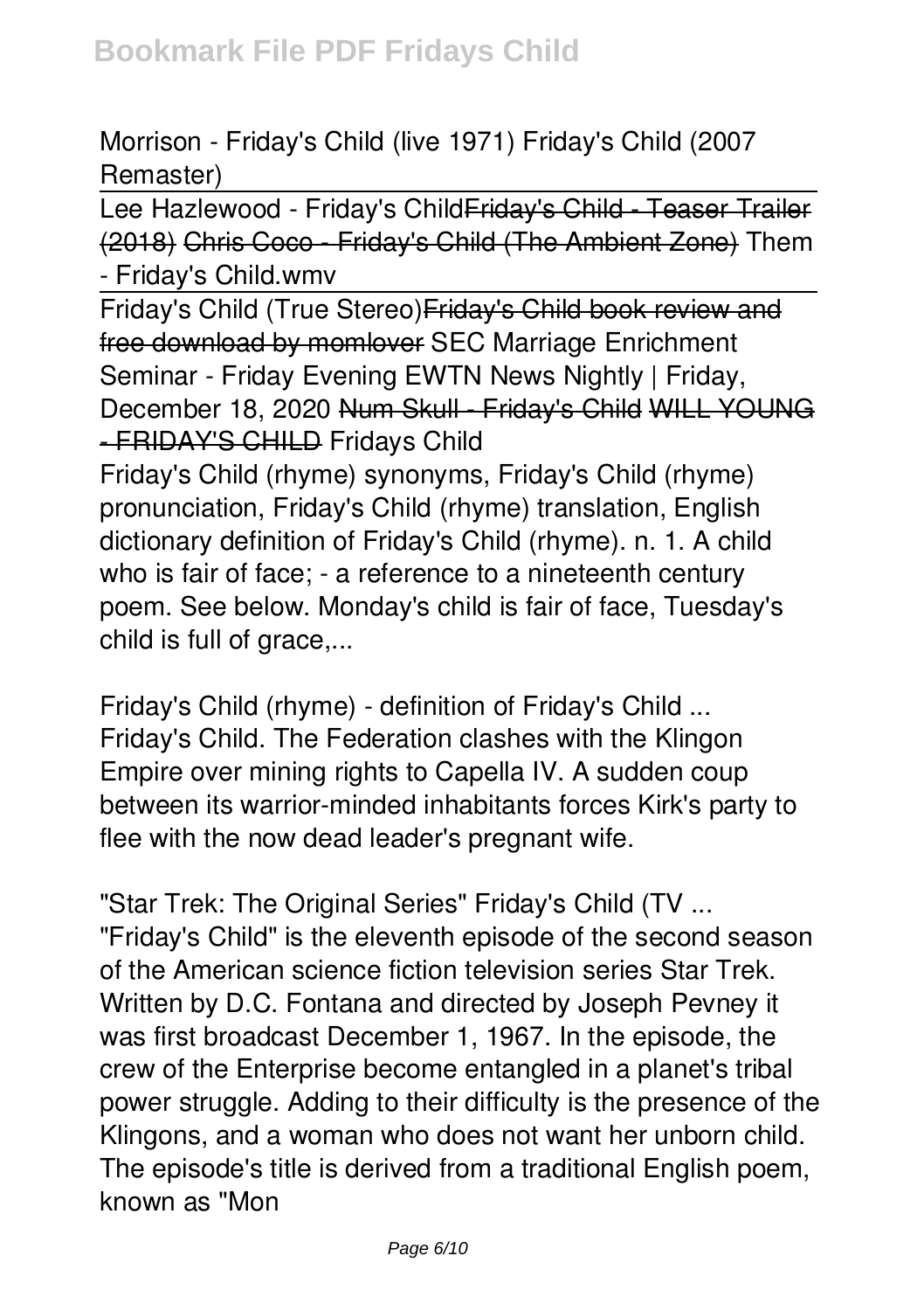Morrison - Friday's Child (live 1971) Friday's Child (2007 Remaster)

Lee Hazlewood - Friday's Child ~~Friday's Child - Teaser Trailer (2018)~~ ~~Chris Coco - Friday's Child (The Ambient Zone)~~ Them - Friday's Child.wmv

Friday's Child (True Stereo) ~~Friday's Child book review and free download by momlover~~ SEC Marriage Enrichment Seminar - Friday Evening EWTN News Nightly | Friday, December 18, 2020 ~~Num Skull - Friday's Child~~ ~~WILL YOUNG - FRIDAY'S CHILD~~ Fridays Child

Friday's Child (rhyme) synonyms, Friday's Child (rhyme) pronunciation, Friday's Child (rhyme) translation, English dictionary definition of Friday's Child (rhyme). n. 1. A child who is fair of face; - a reference to a nineteenth century poem. See below. Monday's child is fair of face, Tuesday's child is full of grace,...

Friday's Child (rhyme) - definition of Friday's Child ...

Friday's Child. The Federation clashes with the Klingon Empire over mining rights to Capella IV. A sudden coup between its warrior-minded inhabitants forces Kirk's party to flee with the now dead leader's pregnant wife.

"Star Trek: The Original Series" Friday's Child (TV ...

"Friday's Child" is the eleventh episode of the second season of the American science fiction television series Star Trek. Written by D.C. Fontana and directed by Joseph Pevney it was first broadcast December 1, 1967. In the episode, the crew of the Enterprise become entangled in a planet's tribal power struggle. Adding to their difficulty is the presence of the Klingons, and a woman who does not want her unborn child. The episode's title is derived from a traditional English poem, known as "Mon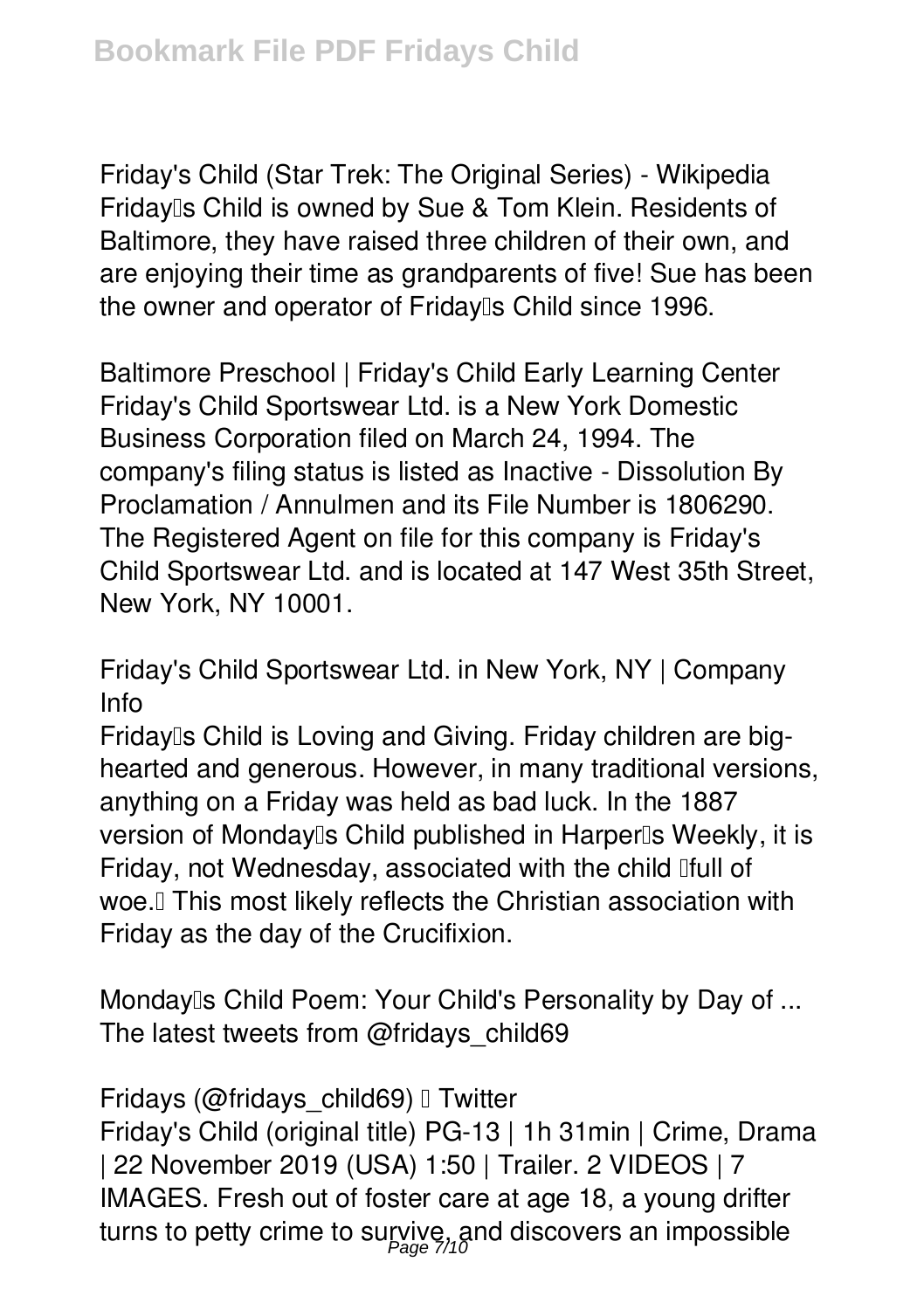Friday's Child (Star Trek: The Original Series) - Wikipedia
Friday's Child is owned by Sue & Tom Klein. Residents of Baltimore, they have raised three children of their own, and are enjoying their time as grandparents of five! Sue has been the owner and operator of Friday's Child since 1996.

Baltimore Preschool | Friday's Child Early Learning Center
Friday's Child Sportswear Ltd. is a New York Domestic Business Corporation filed on March 24, 1994. The company's filing status is listed as Inactive - Dissolution By Proclamation / Annulmen and its File Number is 1806290. The Registered Agent on file for this company is Friday's Child Sportswear Ltd. and is located at 147 West 35th Street, New York, NY 10001.

Friday's Child Sportswear Ltd. in New York, NY | Company Info
Friday's Child is Loving and Giving. Friday children are big-hearted and generous. However, in many traditional versions, anything on a Friday was held as bad luck. In the 1887 version of Monday's Child published in Harper's Weekly, it is Friday, not Wednesday, associated with the child "full of woe." This most likely reflects the Christian association with Friday as the day of the Crucifixion.

Monday's Child Poem: Your Child's Personality by Day of ...
The latest tweets from @fridays_child69

Fridays (@fridays_child69) | Twitter
Friday's Child (original title) PG-13 | 1h 31min | Crime, Drama | 22 November 2019 (USA) 1:50 | Trailer. 2 VIDEOS | 7 IMAGES. Fresh out of foster care at age 18, a young drifter turns to petty crime to survive, and discovers an impossible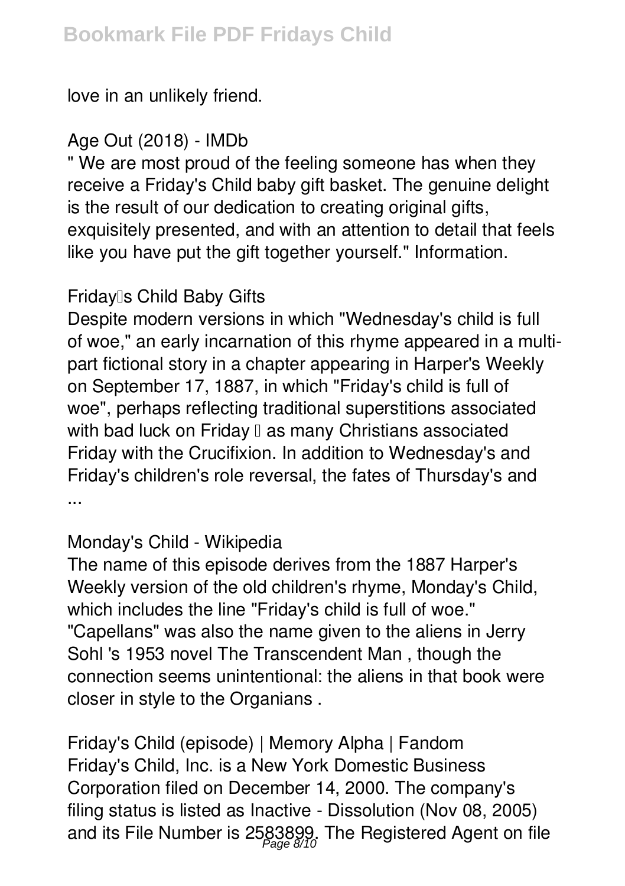love in an unlikely friend.

### Age Out (2018) - IMDb

" We are most proud of the feeling someone has when they receive a Friday's Child baby gift basket. The genuine delight is the result of our dedication to creating original gifts, exquisitely presented, and with an attention to detail that feels like you have put the gift together yourself." Information.

### Friday's Child Baby Gifts

Despite modern versions in which "Wednesday's child is full of woe," an early incarnation of this rhyme appeared in a multi-part fictional story in a chapter appearing in Harper's Weekly on September 17, 1887, in which "Friday's child is full of woe", perhaps reflecting traditional superstitions associated with bad luck on Friday – as many Christians associated Friday with the Crucifixion. In addition to Wednesday's and Friday's children's role reversal, the fates of Thursday's and ...

### Monday's Child - Wikipedia

The name of this episode derives from the 1887 Harper's Weekly version of the old children's rhyme, Monday's Child, which includes the line "Friday's child is full of woe." "Capellans" was also the name given to the aliens in Jerry Sohl 's 1953 novel The Transcendent Man , though the connection seems unintentional: the aliens in that book were closer in style to the Organians .

### Friday's Child (episode) | Memory Alpha | Fandom

Friday's Child, Inc. is a New York Domestic Business Corporation filed on December 14, 2000. The company's filing status is listed as Inactive - Dissolution (Nov 08, 2005) and its File Number is 2583899. The Registered Agent on file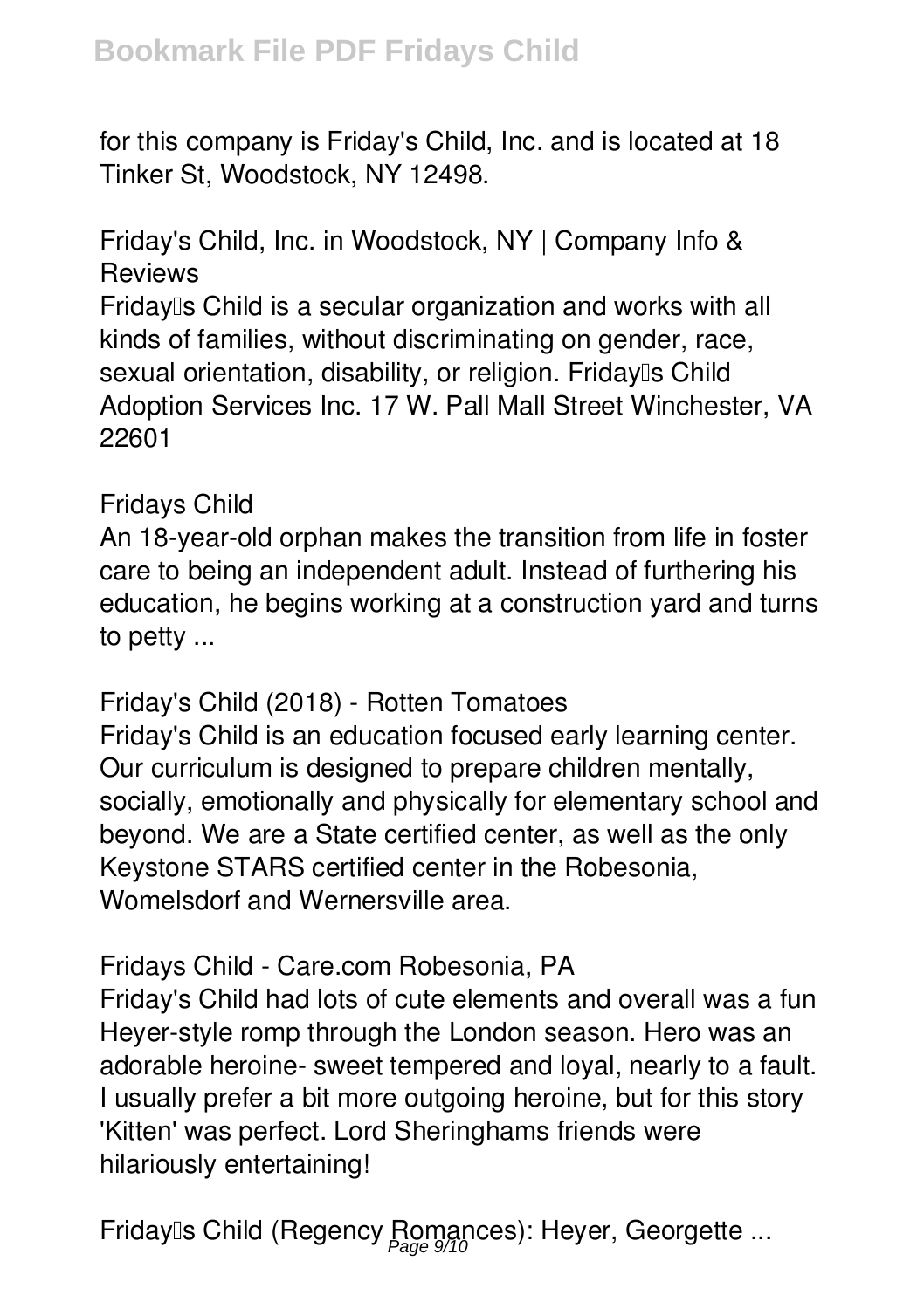for this company is Friday's Child, Inc. and is located at 18 Tinker St, Woodstock, NY 12498.

## Friday's Child, Inc. in Woodstock, NY | Company Info & Reviews

Friday's Child is a secular organization and works with all kinds of families, without discriminating on gender, race, sexual orientation, disability, or religion. Friday's Child Adoption Services Inc. 17 W. Pall Mall Street Winchester, VA 22601

## Fridays Child

An 18-year-old orphan makes the transition from life in foster care to being an independent adult. Instead of furthering his education, he begins working at a construction yard and turns to petty ...

## Friday's Child (2018) - Rotten Tomatoes

Friday's Child is an education focused early learning center. Our curriculum is designed to prepare children mentally, socially, emotionally and physically for elementary school and beyond. We are a State certified center, as well as the only Keystone STARS certified center in the Robesonia, Womelsdorf and Wernersville area.

## Fridays Child - Care.com Robesonia, PA

Friday's Child had lots of cute elements and overall was a fun Heyer-style romp through the London season. Hero was an adorable heroine- sweet tempered and loyal, nearly to a fault. I usually prefer a bit more outgoing heroine, but for this story 'Kitten' was perfect. Lord Sheringhams friends were hilariously entertaining!

## Friday's Child (Regency Romances): Heyer, Georgette ...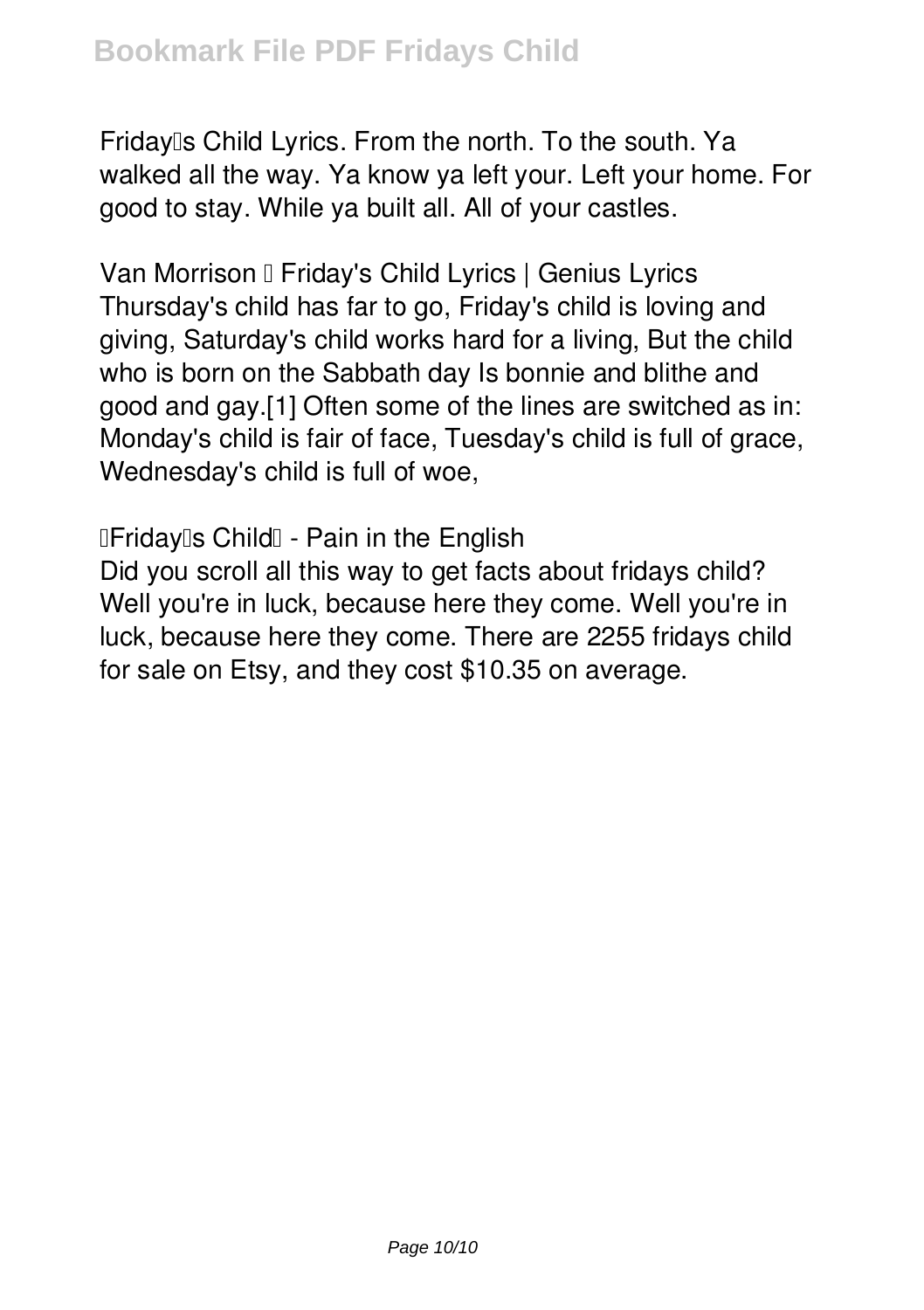Friday's Child Lyrics. From the north. To the south. Ya walked all the way. Ya know ya left your. Left your home. For good to stay. While ya built all. All of your castles.

Van Morrison – Friday's Child Lyrics | Genius Lyrics
Thursday's child has far to go, Friday's child is loving and giving, Saturday's child works hard for a living, But the child who is born on the Sabbath day Is bonnie and blithe and good and gay.[1] Often some of the lines are switched as in: Monday's child is fair of face, Tuesday's child is full of grace, Wednesday's child is full of woe,

"Friday's Child" - Pain in the English
Did you scroll all this way to get facts about fridays child? Well you're in luck, because here they come. Well you're in luck, because here they come. There are 2255 fridays child for sale on Etsy, and they cost $10.35 on average.